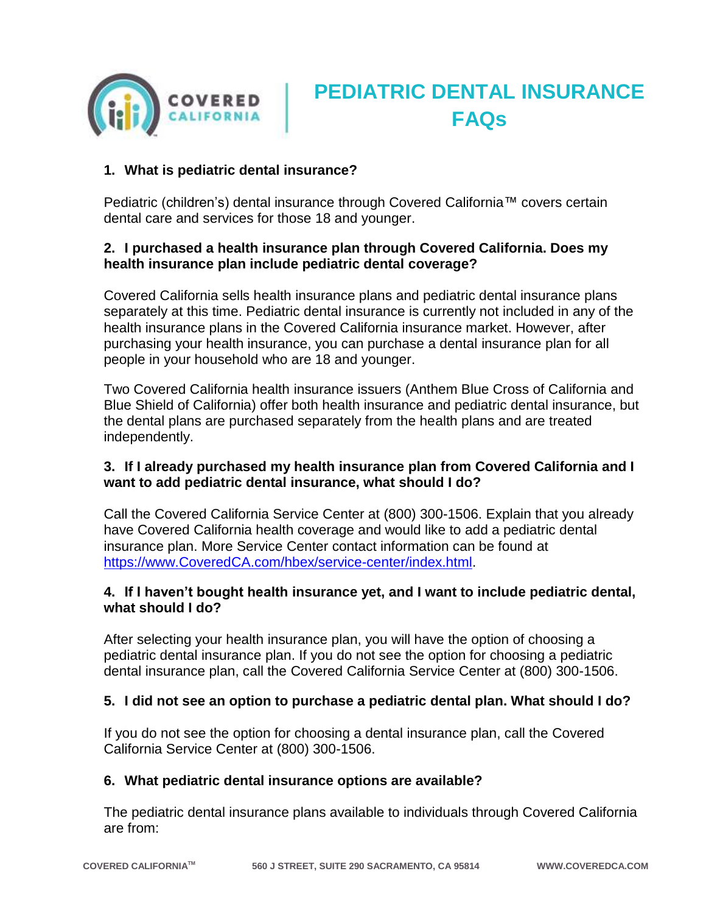# PEDIATRIC DENTAL INSURANCE FAQs

### 1. What is pediatric dental insurance?

Pediatric (children's) dental insurance through Covered California™ covers certain dental care and services for those 18 and younger.

### 2. I purchased a health insurance plan through Covered California. Does my health insurance plan include pediatric dental coverage?

Covered California sells health insurance plans and pediatric dental insurance plans separately at this time. Pediatric dental insurance is currently not included in any of the health insurance plans in the Covered California insurance market. However, after purchasing your health insurance, you can purchase a dental insurance plan for all people in your household who are 18 and younger.

Two Covered California health insurance issuers (Anthem Blue Cross of California and Blue Shield of California) offer both health insurance and pediatric dental insurance, but the dental plans are purchased separately from the health plans and are treated independently.

### 3. If I already purchased my health insurance plan from Covered California and I want to add pediatric dental insurance, what should I do?

Call the Covered California Service Center at (800) 300-1506. Explain that you already have Covered California health coverage and would like to add a pediatric dental insurance plan. More Service Center contact information can be found at [https://www.CoveredCA.com/hbex/service-center/index.html](https://www.CoveredCA.com/hbex/service-center/index.html).

### 4. If I haven't bought health insurance yet, and I want to include pediatric dental, what should I do?

After selecting your health insurance plan, you will have the option of choosing a pediatric dental insurance plan. If you do not see the option for choosing a pediatric dental insurance plan, call the Covered California Service Center at (800) 300-1506.

### 5. I did not see an option to purchase a pediatric dental plan. What should I do?

If you do not see the option for choosing a dental insurance plan, call the Covered California Service Center at (800) 300-1506.

### 6. What pediatric dental insurance options are available?

The pediatric dental insurance plans available to individuals through Covered California are from: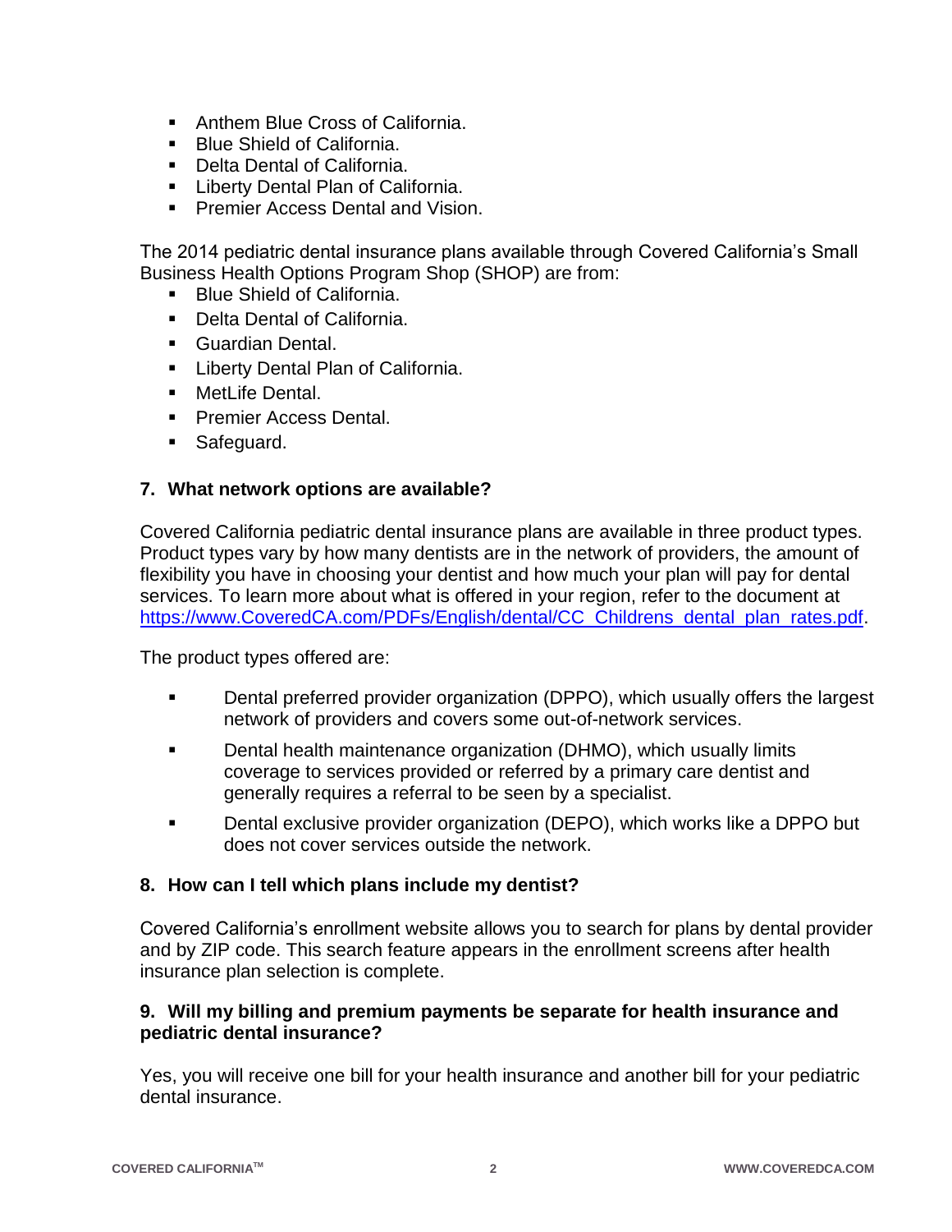- Anthem Blue Cross of California.
- Blue Shield of California.
- Delta Dental of California.
- Liberty Dental Plan of California.
- Premier Access Dental and Vision.

The 2014 pediatric dental insurance plans available through Covered California's Small Business Health Options Program Shop (SHOP) are from:

- Blue Shield of California.
- Delta Dental of California.
- Guardian Dental.
- Liberty Dental Plan of California.
- MetLife Dental.
- Premier Access Dental.
- Safeguard.

### 7. What network options are available?

Covered California pediatric dental insurance plans are available in three product types. Product types vary by how many dentists are in the network of providers, the amount of flexibility you have in choosing your dentist and how much your plan will pay for dental services. To learn more about what is offered in your region, refer to the document at https://www.CoveredCA.com/PDFs/English/dental/CC_Childrens_dental_plan_rates.pdf.

The product types offered are:

- Dental preferred provider organization (DPPO), which usually offers the largest network of providers and covers some out-of-network services.
- Dental health maintenance organization (DHMO), which usually limits coverage to services provided or referred by a primary care dentist and generally requires a referral to be seen by a specialist.
- Dental exclusive provider organization (DEPO), which works like a DPPO but does not cover services outside the network.

### 8. How can I tell which plans include my dentist?

Covered California's enrollment website allows you to search for plans by dental provider and by ZIP code. This search feature appears in the enrollment screens after health insurance plan selection is complete.

### 9. Will my billing and premium payments be separate for health insurance and pediatric dental insurance?

Yes, you will receive one bill for your health insurance and another bill for your pediatric dental insurance.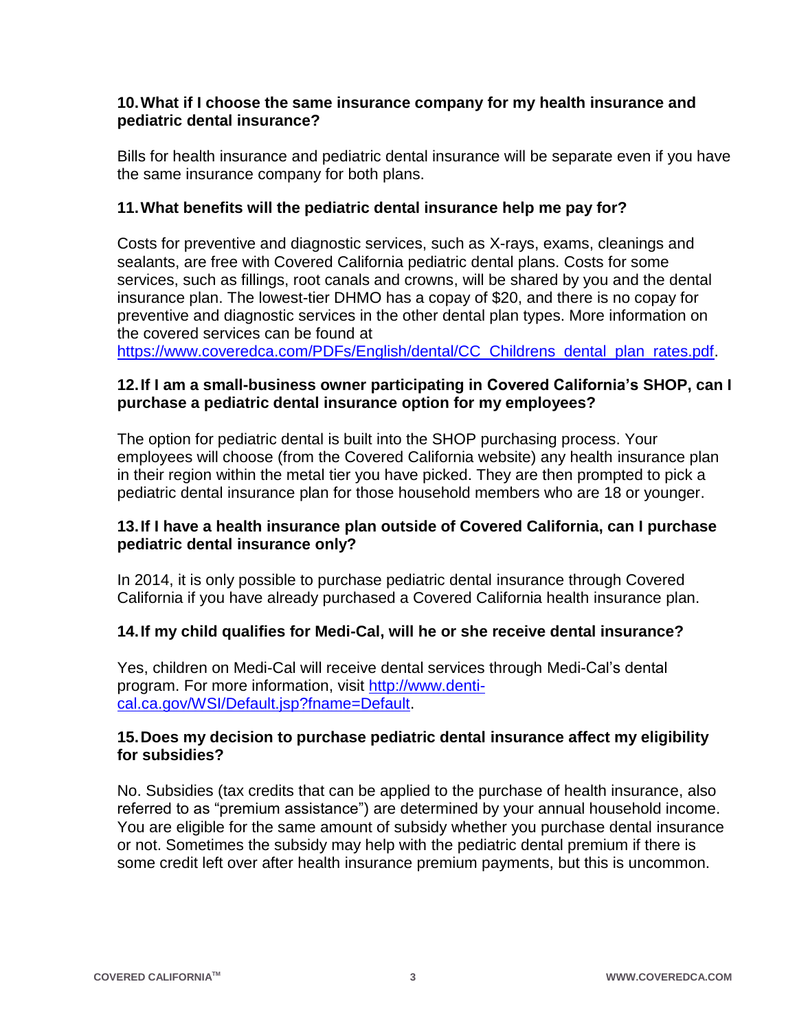### 10. What if I choose the same insurance company for my health insurance and pediatric dental insurance?

Bills for health insurance and pediatric dental insurance will be separate even if you have the same insurance company for both plans.

### 11. What benefits will the pediatric dental insurance help me pay for?

Costs for preventive and diagnostic services, such as X-rays, exams, cleanings and sealants, are free with Covered California pediatric dental plans. Costs for some services, such as fillings, root canals and crowns, will be shared by you and the dental insurance plan. The lowest-tier DHMO has a copay of $20, and there is no copay for preventive and diagnostic services in the other dental plan types. More information on the covered services can be found at [https://www.coveredca.com/PDFs/English/dental/CC_Childrens_dental_plan_rates.pdf](https://www.coveredca.com/PDFs/English/dental/CC_Childrens_dental_plan_rates.pdf).

### 12. If I am a small-business owner participating in Covered California's SHOP, can I purchase a pediatric dental insurance option for my employees?

The option for pediatric dental is built into the SHOP purchasing process. Your employees will choose (from the Covered California website) any health insurance plan in their region within the metal tier you have picked. They are then prompted to pick a pediatric dental insurance plan for those household members who are 18 or younger.

### 13. If I have a health insurance plan outside of Covered California, can I purchase pediatric dental insurance only?

In 2014, it is only possible to purchase pediatric dental insurance through Covered California if you have already purchased a Covered California health insurance plan.

### 14. If my child qualifies for Medi-Cal, will he or she receive dental insurance?

Yes, children on Medi-Cal will receive dental services through Medi-Cal's dental program. For more information, visit [http://www.denti-cal.ca.gov/WSI/Default.jsp?fname=Default](http://www.denti-cal.ca.gov/WSI/Default.jsp?fname=Default).

### 15. Does my decision to purchase pediatric dental insurance affect my eligibility for subsidies?

No. Subsidies (tax credits that can be applied to the purchase of health insurance, also referred to as "premium assistance") are determined by your annual household income. You are eligible for the same amount of subsidy whether you purchase dental insurance or not. Sometimes the subsidy may help with the pediatric dental premium if there is some credit left over after health insurance premium payments, but this is uncommon.